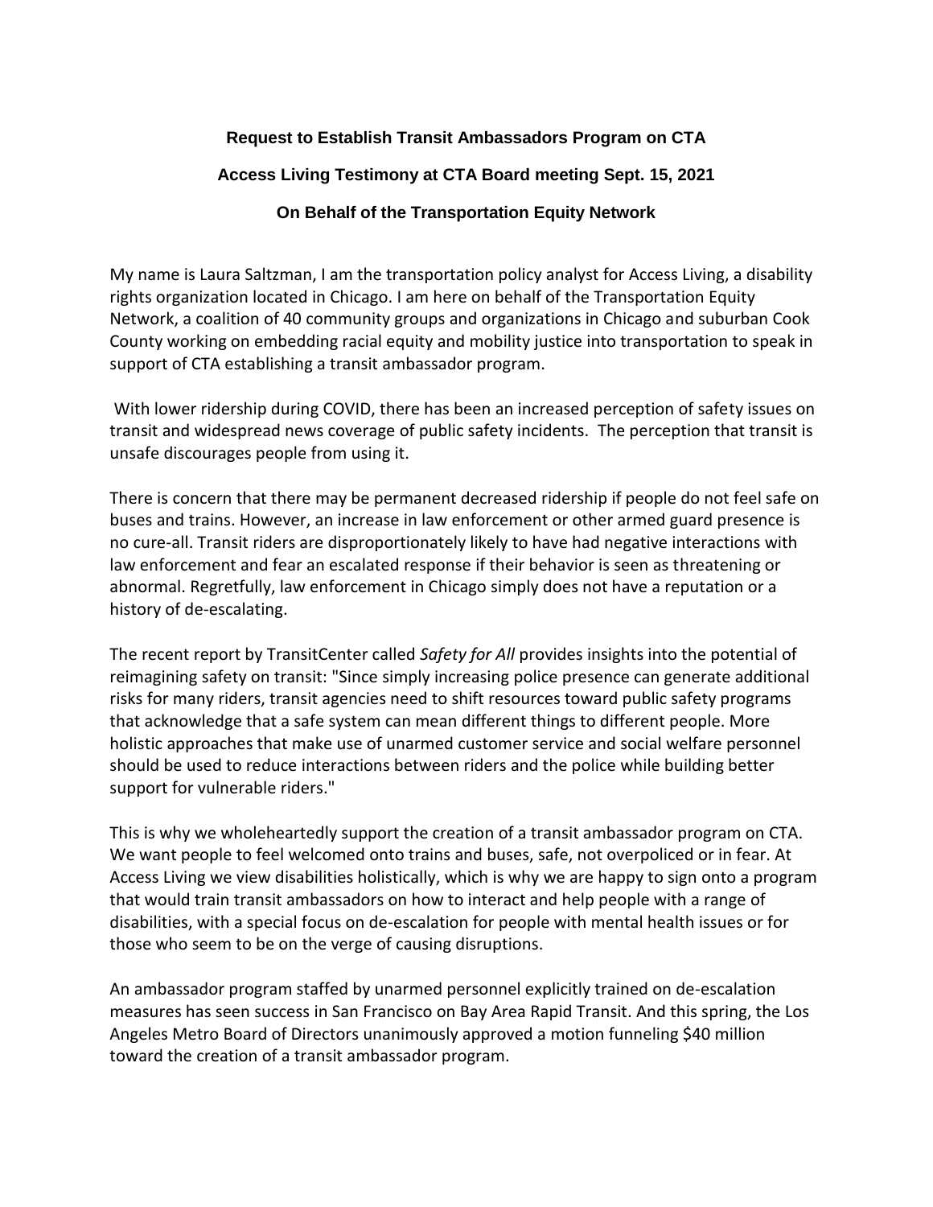**Request to Establish Transit Ambassadors Program on CTA**

**Access Living Testimony at CTA Board meeting Sept. 15, 2021**

**On Behalf of the Transportation Equity Network**

My name is Laura Saltzman, I am the transportation policy analyst for Access Living, a disability rights organization located in Chicago. I am here on behalf of the Transportation Equity Network, a coalition of 40 community groups and organizations in Chicago and suburban Cook County working on embedding racial equity and mobility justice into transportation to speak in support of CTA establishing a transit ambassador program.

With lower ridership during COVID, there has been an increased perception of safety issues on transit and widespread news coverage of public safety incidents. The perception that transit is unsafe discourages people from using it.

There is concern that there may be permanent decreased ridership if people do not feel safe on buses and trains. However, an increase in law enforcement or other armed guard presence is no cure-all. Transit riders are disproportionately likely to have had negative interactions with law enforcement and fear an escalated response if their behavior is seen as threatening or abnormal. Regretfully, law enforcement in Chicago simply does not have a reputation or a history of de-escalating.

The recent report by TransitCenter called *Safety for All* provides insights into the potential of reimagining safety on transit: "Since simply increasing police presence can generate additional risks for many riders, transit agencies need to shift resources toward public safety programs that acknowledge that a safe system can mean different things to different people. More holistic approaches that make use of unarmed customer service and social welfare personnel should be used to reduce interactions between riders and the police while building better support for vulnerable riders."

This is why we wholeheartedly support the creation of a transit ambassador program on CTA. We want people to feel welcomed onto trains and buses, safe, not overpoliced or in fear. At Access Living we view disabilities holistically, which is why we are happy to sign onto a program that would train transit ambassadors on how to interact and help people with a range of disabilities, with a special focus on de-escalation for people with mental health issues or for those who seem to be on the verge of causing disruptions.

An ambassador program staffed by unarmed personnel explicitly trained on de-escalation measures has seen success in San Francisco on Bay Area Rapid Transit. And this spring, the Los Angeles Metro Board of Directors unanimously approved a motion funneling $40 million toward the creation of a transit ambassador program.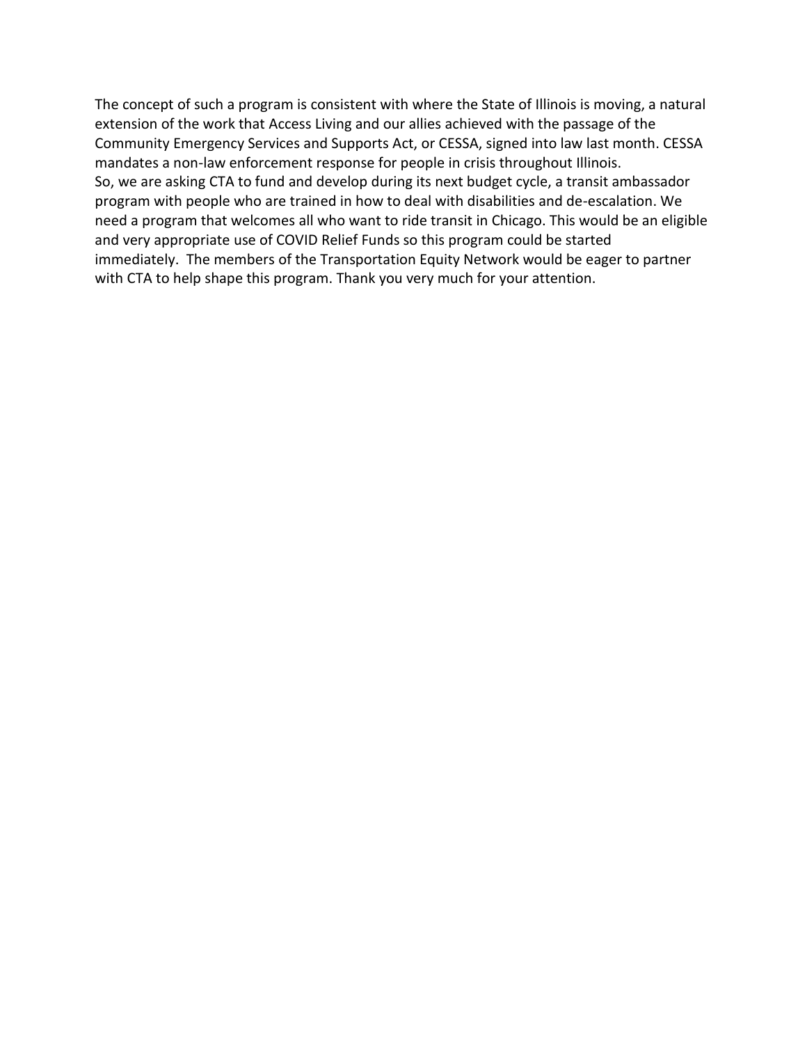The concept of such a program is consistent with where the State of Illinois is moving, a natural extension of the work that Access Living and our allies achieved with the passage of the Community Emergency Services and Supports Act, or CESSA, signed into law last month. CESSA mandates a non-law enforcement response for people in crisis throughout Illinois.

So, we are asking CTA to fund and develop during its next budget cycle, a transit ambassador program with people who are trained in how to deal with disabilities and de-escalation. We need a program that welcomes all who want to ride transit in Chicago. This would be an eligible and very appropriate use of COVID Relief Funds so this program could be started immediately. The members of the Transportation Equity Network would be eager to partner with CTA to help shape this program. Thank you very much for your attention.